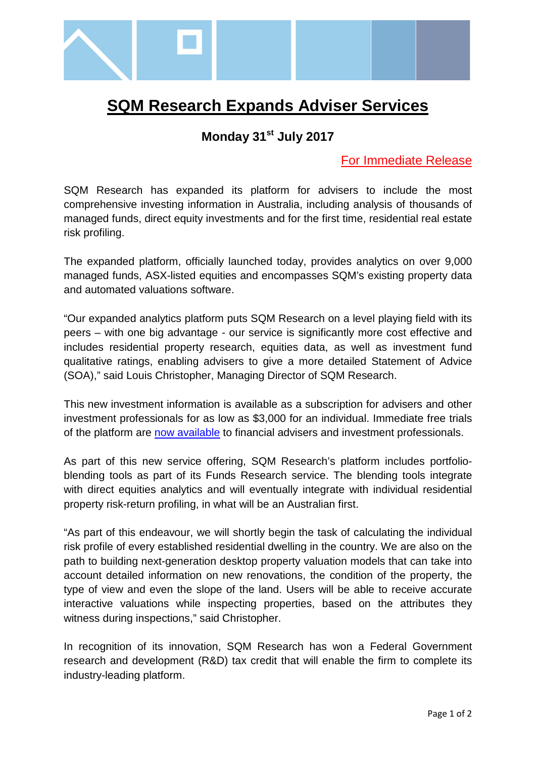# SQM Research Expands Adviser Services

## Monday 31st July 2017

For Immediate Release

SQM Research has expanded its platform for advisers to include the most comprehensive investing information in Australia, including analysis of thousands of managed funds, direct equity investments and for the first time, residential real estate risk profiling.

The expanded platform, officially launched today, provides analytics on over 9,000 managed funds, ASX-listed equities and encompasses SQM's existing property data and automated valuations software.

"Our expanded analytics platform puts SQM Research on a level playing field with its peers – with one big advantage - our service is significantly more cost effective and includes residential property research, equities data, as well as investment fund qualitative ratings, enabling advisers to give a more detailed Statement of Advice (SOA)," said Louis Christopher, Managing Director of SQM Research.

This new investment information is available as a subscription for advisers and other investment professionals for as low as $3,000 for an individual. Immediate free trials of the platform are now available to financial advisers and investment professionals.

As part of this new service offering, SQM Research's platform includes portfolio-blending tools as part of its Funds Research service. The blending tools integrate with direct equities analytics and will eventually integrate with individual residential property risk-return profiling, in what will be an Australian first.

"As part of this endeavour, we will shortly begin the task of calculating the individual risk profile of every established residential dwelling in the country. We are also on the path to building next-generation desktop property valuation models that can take into account detailed information on new renovations, the condition of the property, the type of view and even the slope of the land. Users will be able to receive accurate interactive valuations while inspecting properties, based on the attributes they witness during inspections," said Christopher.

In recognition of its innovation, SQM Research has won a Federal Government research and development (R&D) tax credit that will enable the firm to complete its industry-leading platform.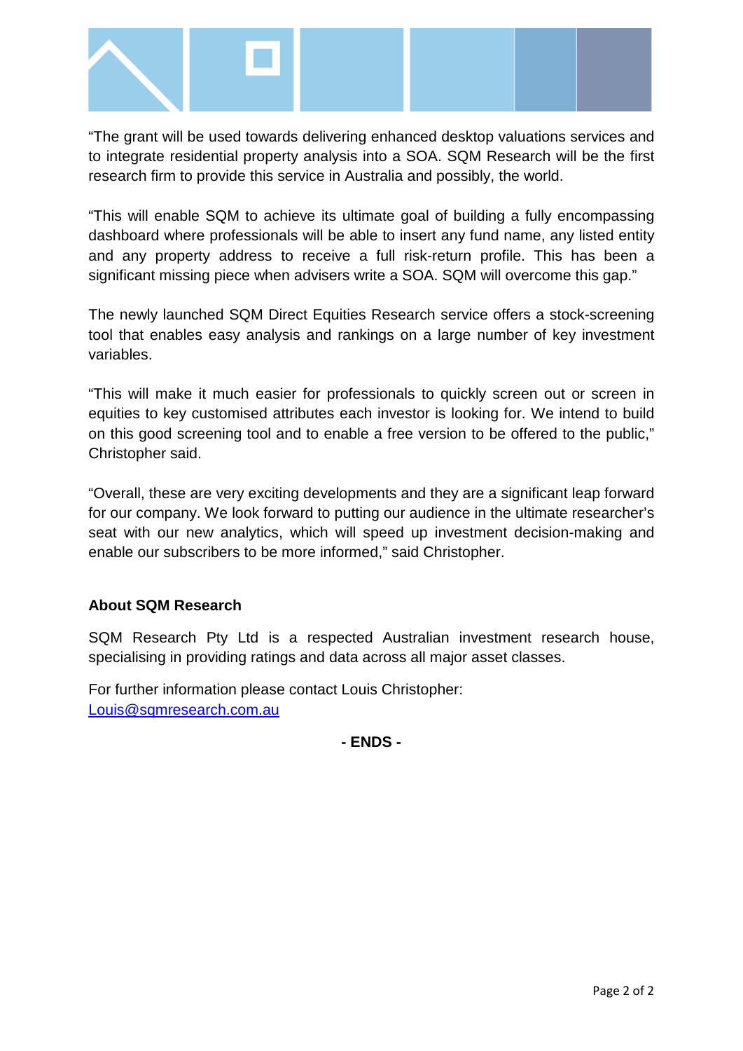"The grant will be used towards delivering enhanced desktop valuations services and to integrate residential property analysis into a SOA. SQM Research will be the first research firm to provide this service in Australia and possibly, the world.

"This will enable SQM to achieve its ultimate goal of building a fully encompassing dashboard where professionals will be able to insert any fund name, any listed entity and any property address to receive a full risk-return profile. This has been a significant missing piece when advisers write a SOA. SQM will overcome this gap."

The newly launched SQM Direct Equities Research service offers a stock-screening tool that enables easy analysis and rankings on a large number of key investment variables.

"This will make it much easier for professionals to quickly screen out or screen in equities to key customised attributes each investor is looking for. We intend to build on this good screening tool and to enable a free version to be offered to the public," Christopher said.

"Overall, these are very exciting developments and they are a significant leap forward for our company. We look forward to putting our audience in the ultimate researcher's seat with our new analytics, which will speed up investment decision-making and enable our subscribers to be more informed," said Christopher.

**About SQM Research**

SQM Research Pty Ltd is a respected Australian investment research house, specialising in providing ratings and data across all major asset classes.

For further information please contact Louis Christopher:
Louis@sqmresearch.com.au

**- ENDS -**